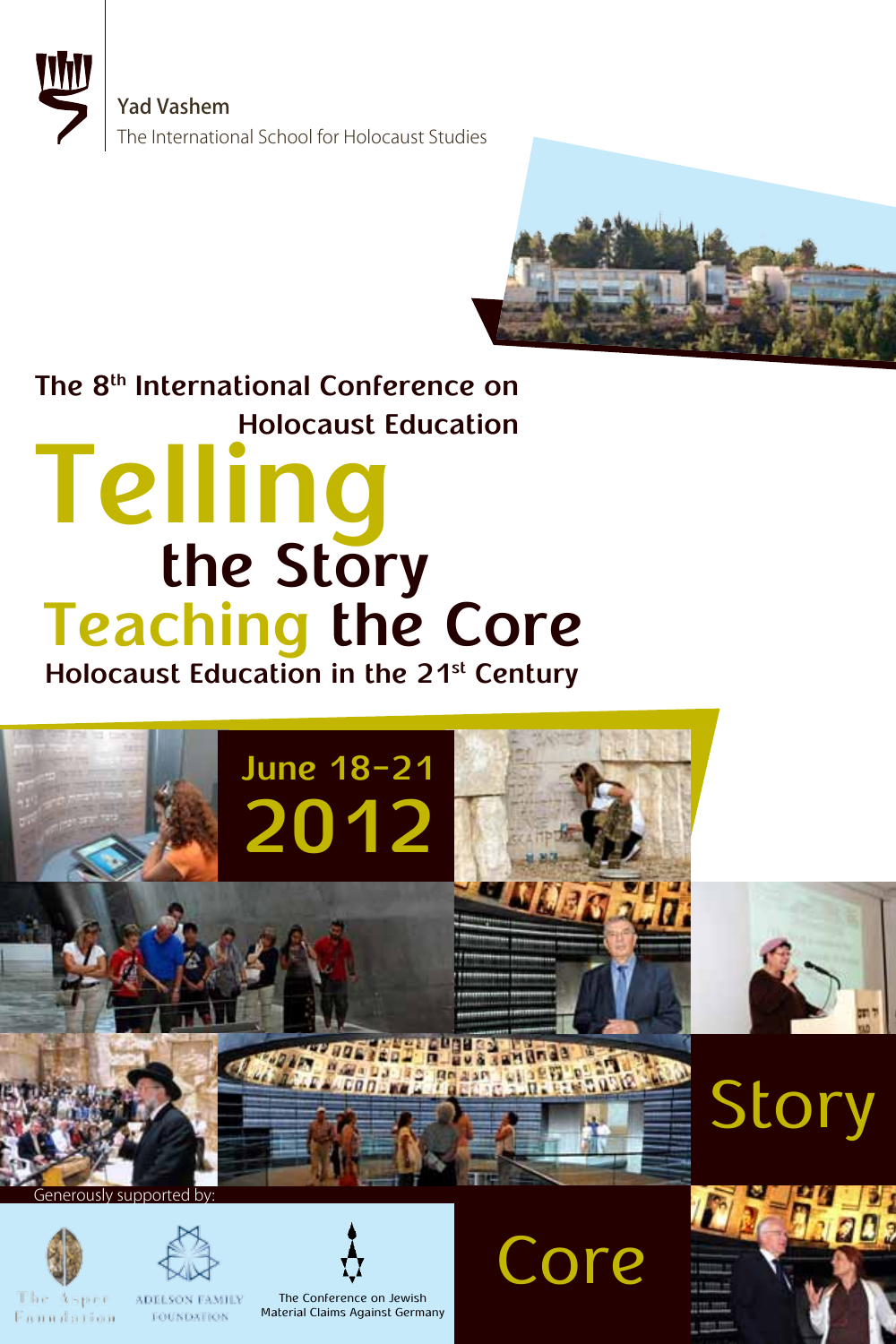Yad Vashem

The International School for Holocaust Studies

The 8th International Conference on Holocaust Education

# Telling the Story Teaching the Core

## Holocaust Education in the 21st Century

June 18-21

2012

Story

Core

Generously supported by:

The Asper Foundation

Adelson Family Foundation

The Conference on Jewish Material Claims Against Germany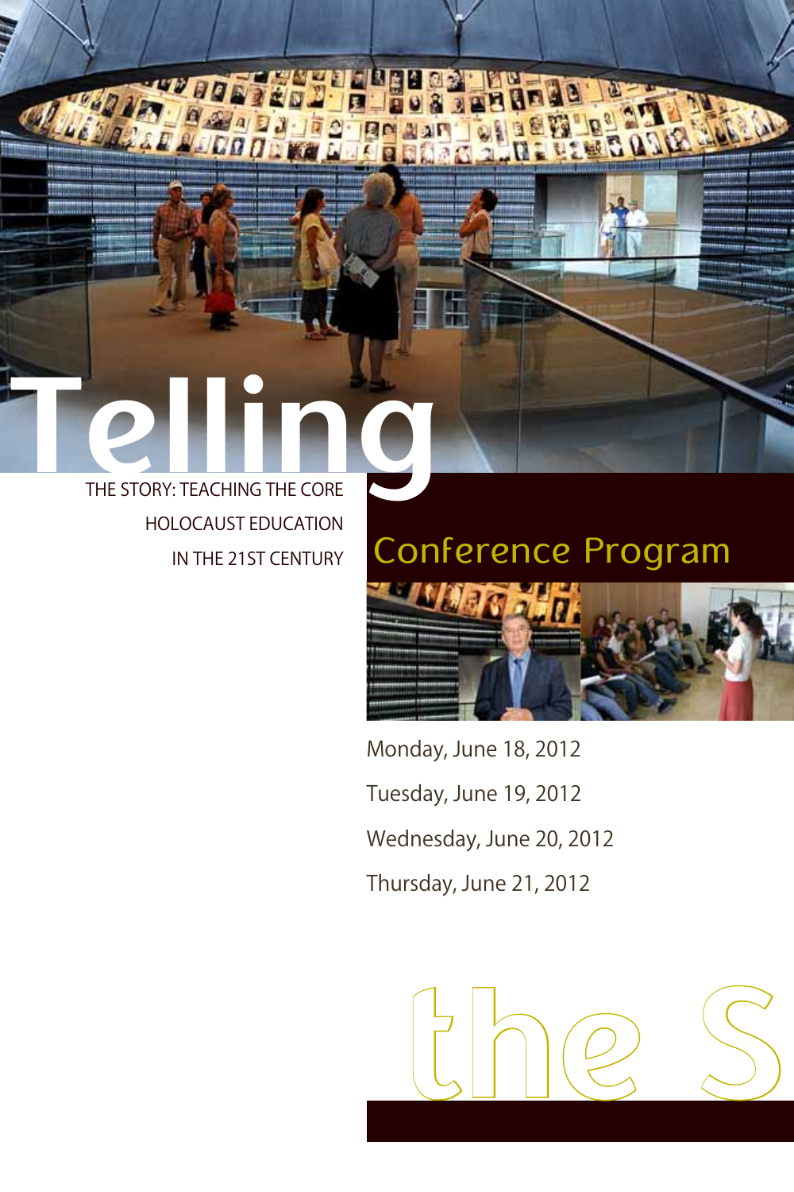# Telling

THE STORY: TEACHING THE CORE
HOLOCAUST EDUCATION
IN THE 21ST CENTURY

## Conference Program

Monday, June 18, 2012

Tuesday, June 19, 2012

Wednesday, June 20, 2012

Thursday, June 21, 2012

the S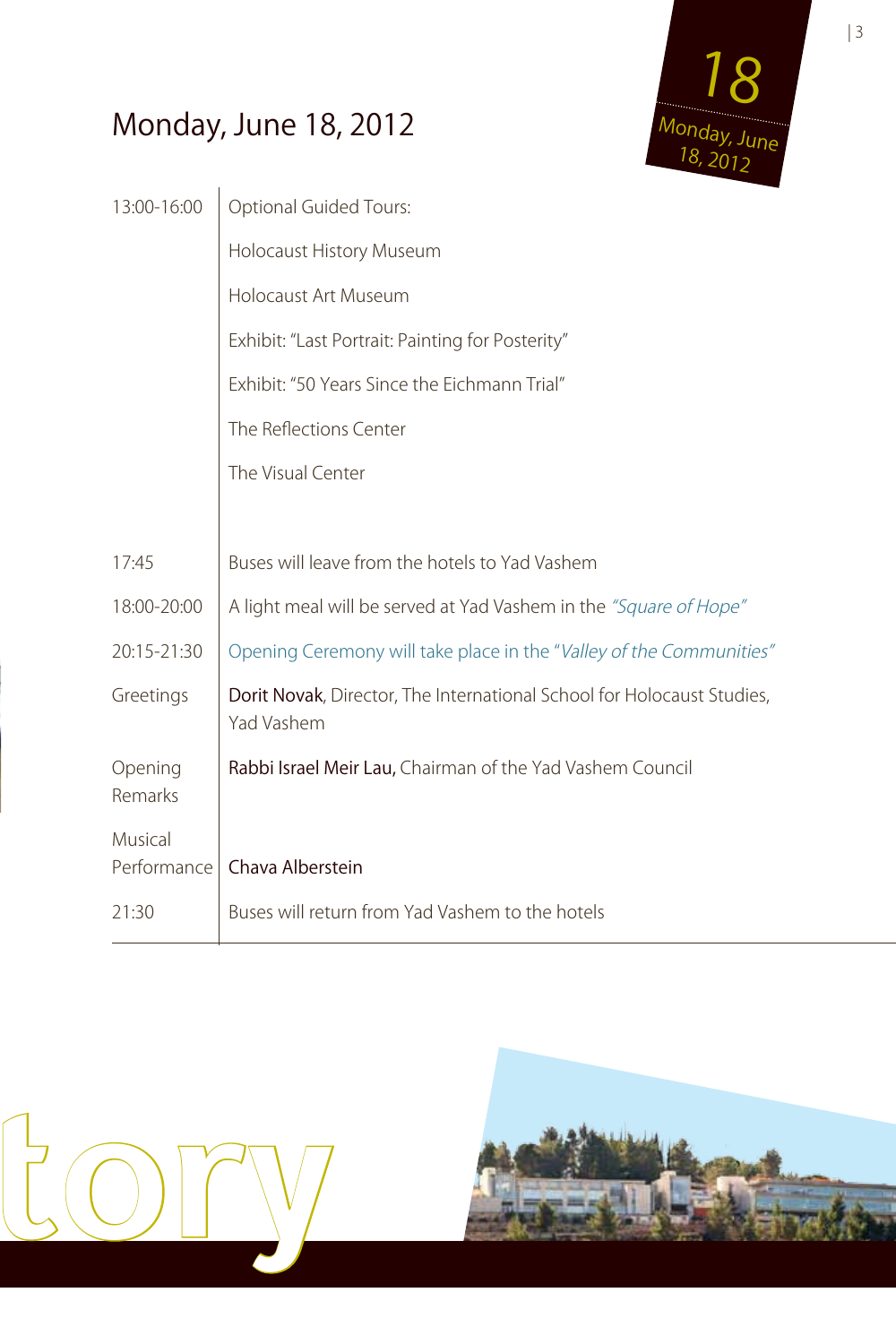# Monday, June 18, 2012

| | |
|---|---|
| 13:00-16:00 | Optional Guided Tours: |
| | Holocaust History Museum |
| | Holocaust Art Museum |
| | Exhibit: "Last Portrait: Painting for Posterity" |
| | Exhibit: "50 Years Since the Eichmann Trial" |
| | The Reflections Center |
| | The Visual Center |
| 17:45 | Buses will leave from the hotels to Yad Vashem |
| 18:00-20:00 | A light meal will be served at Yad Vashem in the *"Square of Hope"* |
| 20:15-21:30 | Opening Ceremony will take place in the "*Valley of the Communities*" |
| Greetings | Dorit Novak, Director, The International School for Holocaust Studies, Yad Vashem |
| Opening Remarks | Rabbi Israel Meir Lau, Chairman of the Yad Vashem Council |
| Musical Performance | Chava Alberstein |
| 21:30 | Buses will return from Yad Vashem to the hotels |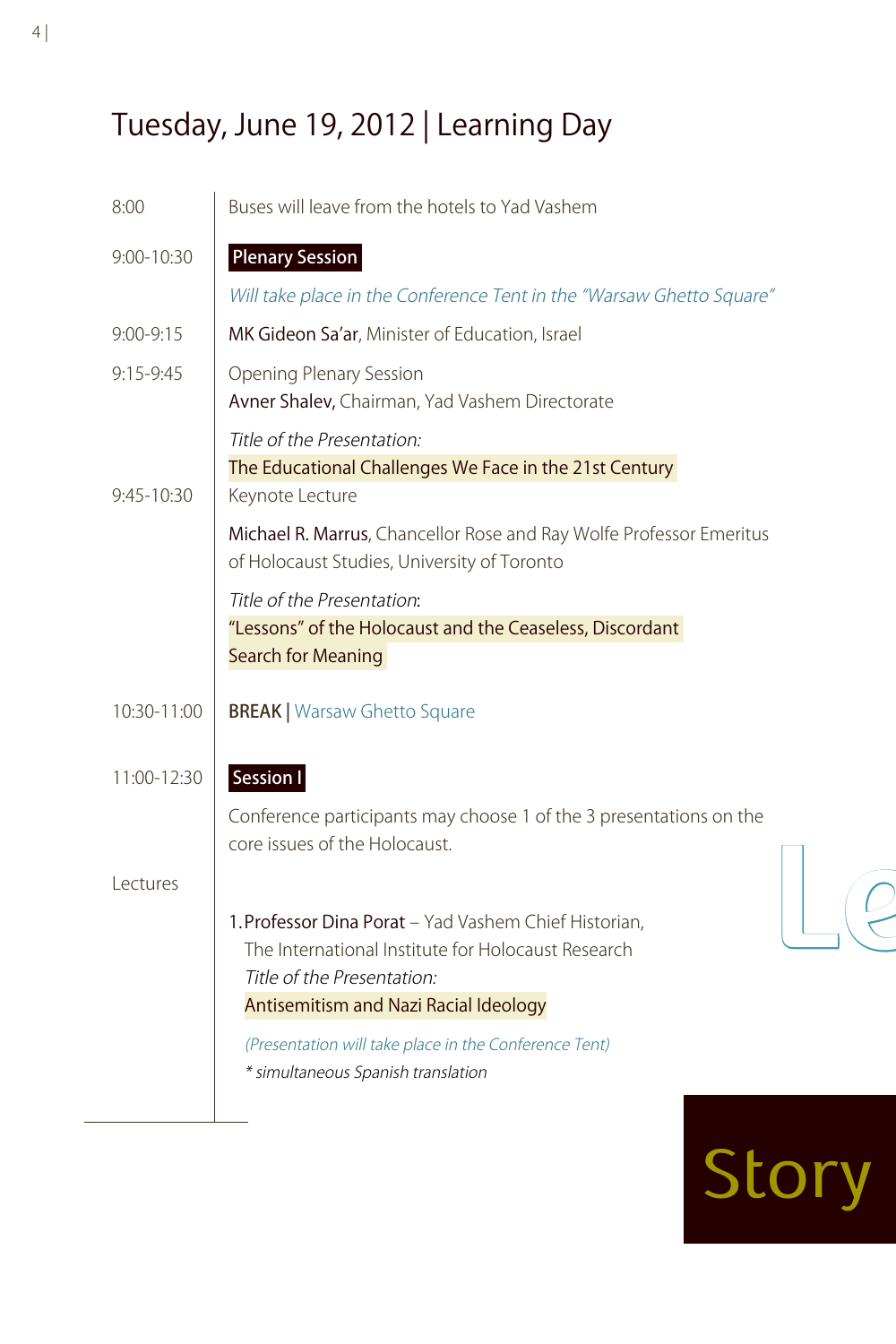# Tuesday, June 19, 2012 | Learning Day

8:00 — Buses will leave from the hotels to Yad Vashem

9:00-10:30 — **Plenary Session**

*Will take place in the Conference Tent in the "Warsaw Ghetto Square"*

9:00-9:15 — MK Gideon Sa'ar, Minister of Education, Israel

9:15-9:45 — Opening Plenary Session

Avner Shalev, Chairman, Yad Vashem Directorate

*Title of the Presentation:*

The Educational Challenges We Face in the 21st Century

9:45-10:30 — Keynote Lecture

Michael R. Marrus, Chancellor Rose and Ray Wolfe Professor Emeritus of Holocaust Studies, University of Toronto

*Title of the Presentation:*

"Lessons" of the Holocaust and the Ceaseless, Discordant Search for Meaning

10:30-11:00 — **BREAK** | Warsaw Ghetto Square

11:00-12:30 — **Session I**

Conference participants may choose 1 of the 3 presentations on the core issues of the Holocaust.

Lectures

1. Professor Dina Porat – Yad Vashem Chief Historian, The International Institute for Holocaust Research
   *Title of the Presentation:*
   Antisemitism and Nazi Racial Ideology

   *(Presentation will take place in the Conference Tent)*

   ** simultaneous Spanish translation*

Le

Story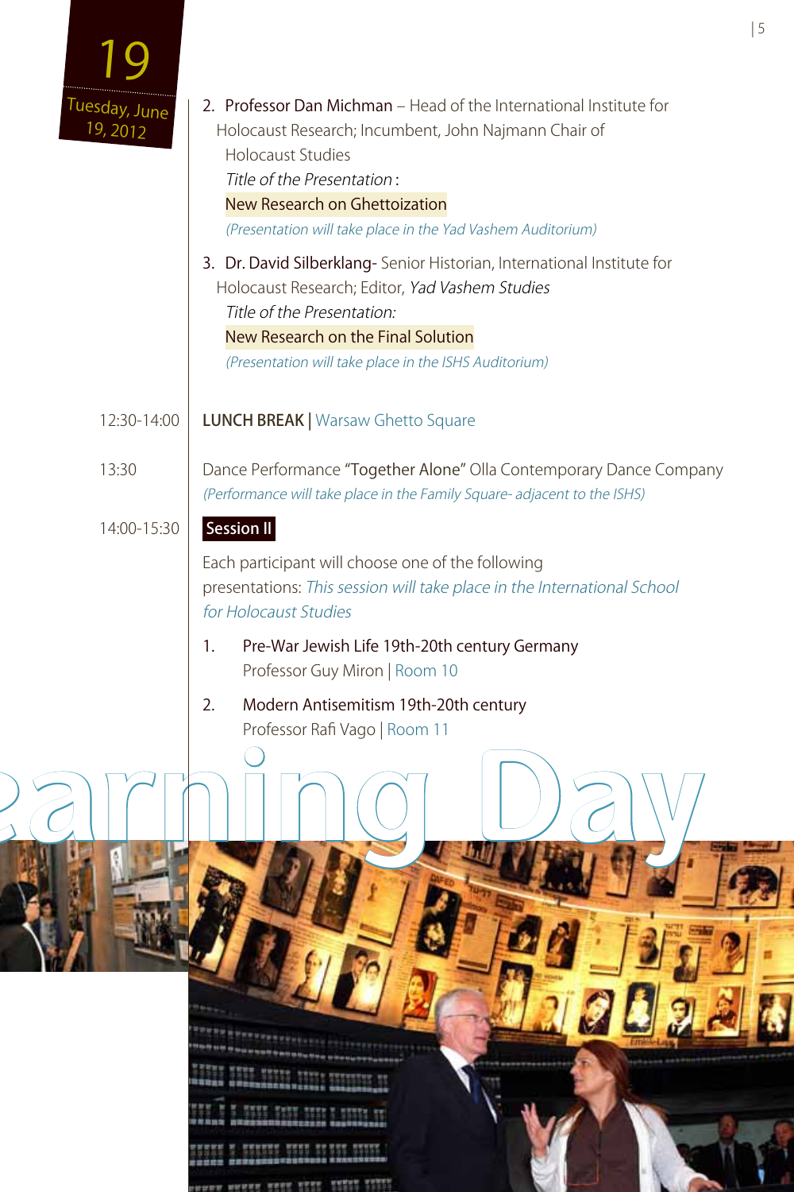**19**
Tuesday, June 19, 2012

2. Professor Dan Michman – Head of the International Institute for Holocaust Research; Incumbent, John Najmann Chair of Holocaust Studies
   *Title of the Presentation*:
   New Research on Ghettoization
   *(Presentation will take place in the Yad Vashem Auditorium)*

3. Dr. David Silberklang- Senior Historian, International Institute for Holocaust Research; Editor, *Yad Vashem Studies*
   *Title of the Presentation:*
   New Research on the Final Solution
   *(Presentation will take place in the ISHS Auditorium)*

12:30-14:00 **LUNCH BREAK** | Warsaw Ghetto Square

13:30 Dance Performance "Together Alone" Olla Contemporary Dance Company
*(Performance will take place in the Family Square- adjacent to the ISHS)*

14:00-15:30 **Session II**

Each participant will choose one of the following presentations: *This session will take place in the International School for Holocaust Studies*

1. Pre-War Jewish Life 19th-20th century Germany
   Professor Guy Miron | Room 10

2. Modern Antisemitism 19th-20th century
   Professor Rafi Vago | Room 11

earning Day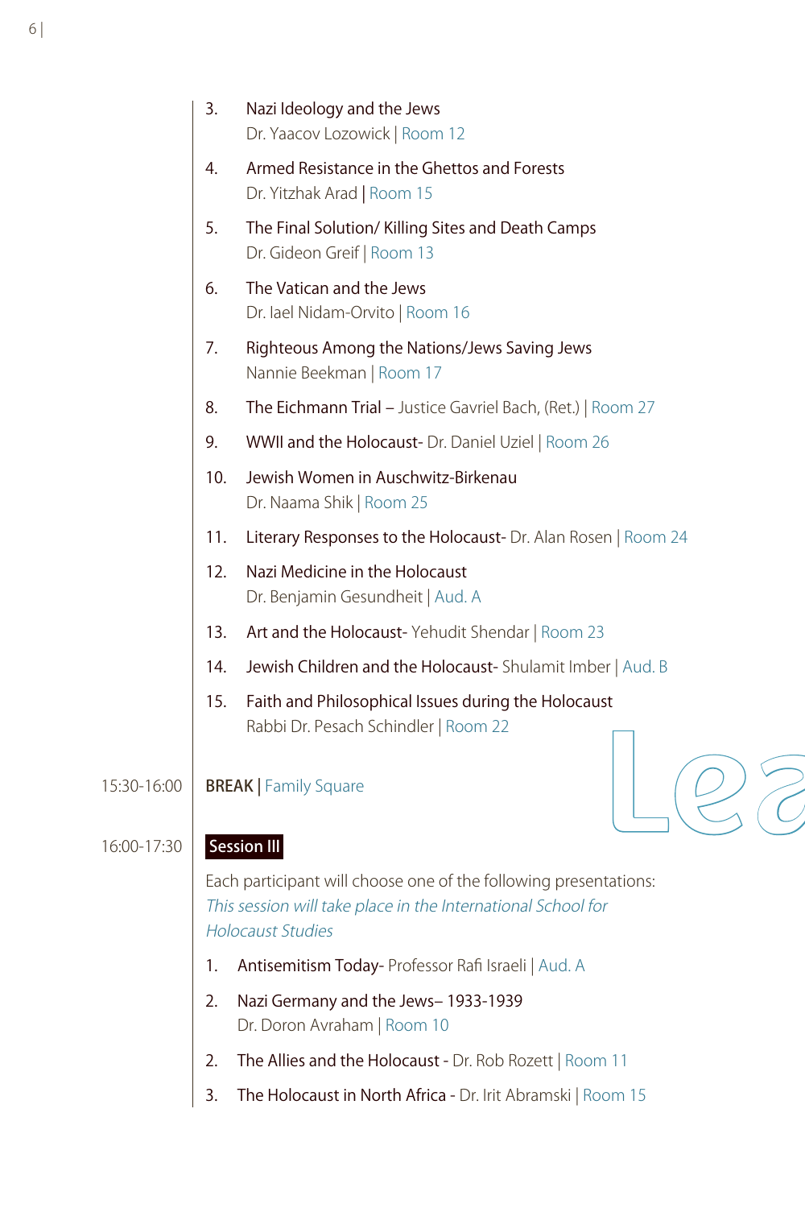3. Nazi Ideology and the Jews
   Dr. Yaacov Lozowick | Room 12

4. Armed Resistance in the Ghettos and Forests
   Dr. Yitzhak Arad | Room 15

5. The Final Solution/ Killing Sites and Death Camps
   Dr. Gideon Greif | Room 13

6. The Vatican and the Jews
   Dr. Iael Nidam-Orvito | Room 16

7. Righteous Among the Nations/Jews Saving Jews
   Nannie Beekman | Room 17

8. The Eichmann Trial – Justice Gavriel Bach, (Ret.) | Room 27

9. WWII and the Holocaust- Dr. Daniel Uziel | Room 26

10. Jewish Women in Auschwitz-Birkenau
    Dr. Naama Shik | Room 25

11. Literary Responses to the Holocaust- Dr. Alan Rosen | Room 24

12. Nazi Medicine in the Holocaust
    Dr. Benjamin Gesundheit | Aud. A

13. Art and the Holocaust- Yehudit Shendar | Room 23

14. Jewish Children and the Holocaust- Shulamit Imber | Aud. B

15. Faith and Philosophical Issues during the Holocaust
    Rabbi Dr. Pesach Schindler | Room 22

15:30-16:00 **BREAK** | Family Square

16:00-17:30 **Session III**

Each participant will choose one of the following presentations:

*This session will take place in the International School for Holocaust Studies*

1. Antisemitism Today- Professor Rafi Israeli | Aud. A

2. Nazi Germany and the Jews– 1933-1939
   Dr. Doron Avraham | Room 10

2. The Allies and the Holocaust - Dr. Rob Rozett | Room 11

3. The Holocaust in North Africa - Dr. Irit Abramski | Room 15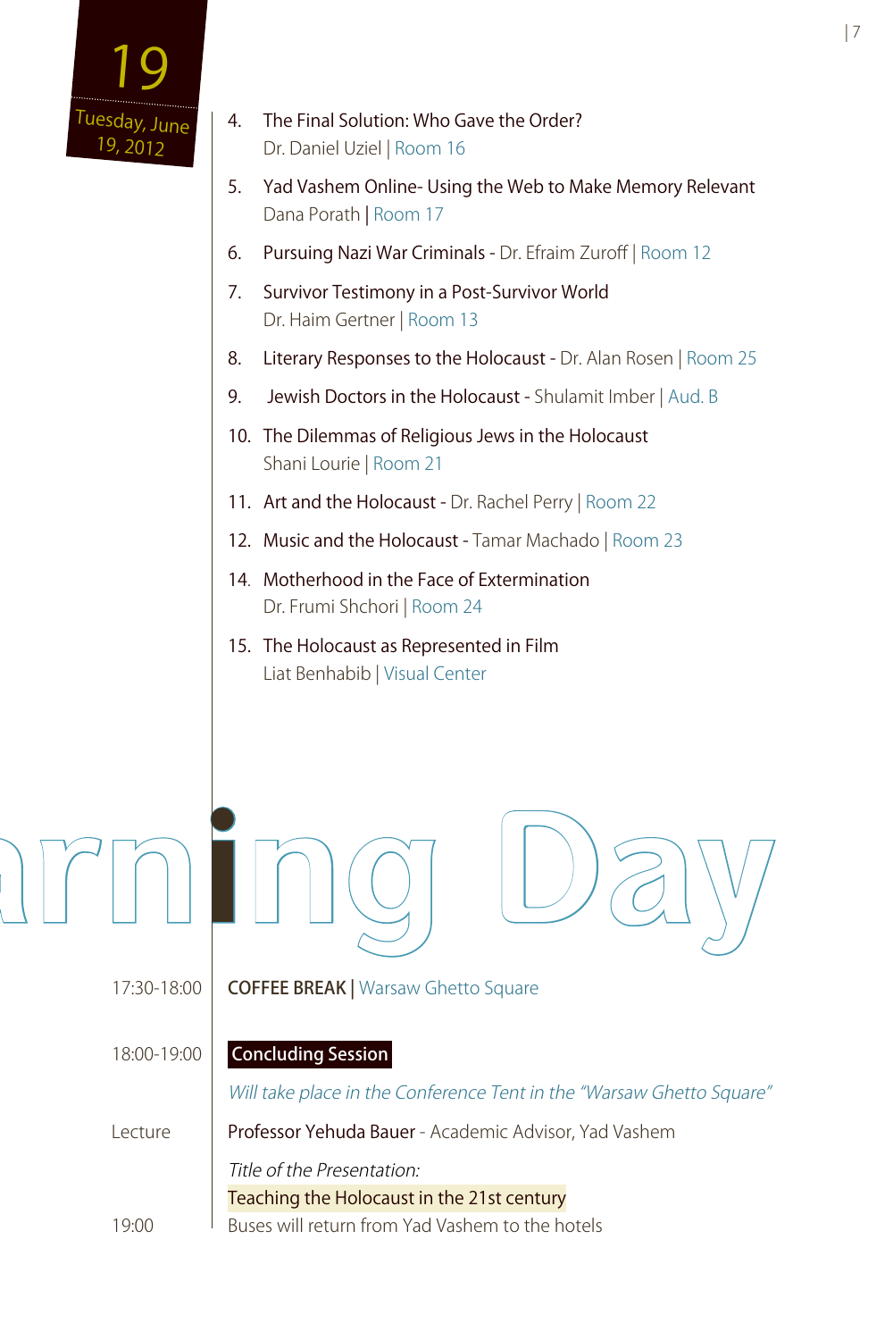**19**
Tuesday, June 19, 2012

4. The Final Solution: Who Gave the Order?
   Dr. Daniel Uziel | Room 16
5. Yad Vashem Online- Using the Web to Make Memory Relevant
   Dana Porath | Room 17
6. Pursuing Nazi War Criminals - Dr. Efraim Zuroff | Room 12
7. Survivor Testimony in a Post-Survivor World
   Dr. Haim Gertner | Room 13
8. Literary Responses to the Holocaust - Dr. Alan Rosen | Room 25
9. Jewish Doctors in the Holocaust - Shulamit Imber | Aud. B
10. The Dilemmas of Religious Jews in the Holocaust
    Shani Lourie | Room 21
11. Art and the Holocaust - Dr. Rachel Perry | Room 22
12. Music and the Holocaust - Tamar Machado | Room 23
14. Motherhood in the Face of Extermination
    Dr. Frumi Shchori | Room 24
15. The Holocaust as Represented in Film
    Liat Benhabib | Visual Center

arning Day

17:30-18:00 **COFFEE BREAK** | Warsaw Ghetto Square

18:00-19:00 **Concluding Session**

*Will take place in the Conference Tent in the "Warsaw Ghetto Square"*

Lecture: Professor Yehuda Bauer - Academic Advisor, Yad Vashem

*Title of the Presentation:*
Teaching the Holocaust in the 21st century

19:00 Buses will return from Yad Vashem to the hotels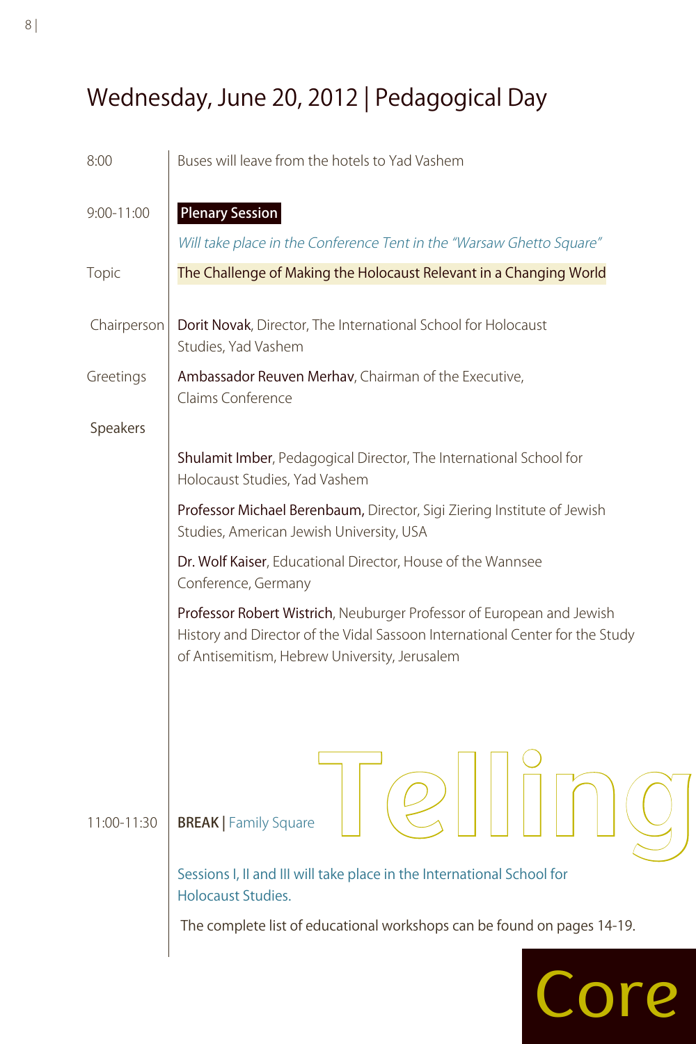# Wednesday, June 20, 2012 | Pedagogical Day

| | |
|---|---|
| 8:00 | Buses will leave from the hotels to Yad Vashem |
| 9:00-11:00 | **Plenary Session** |
| | *Will take place in the Conference Tent in the "Warsaw Ghetto Square"* |
| Topic | The Challenge of Making the Holocaust Relevant in a Changing World |
| Chairperson | **Dorit Novak**, Director, The International School for Holocaust Studies, Yad Vashem |
| Greetings | **Ambassador Reuven Merhav**, Chairman of the Executive, Claims Conference |
| Speakers | |
| | **Shulamit Imber**, Pedagogical Director, The International School for Holocaust Studies, Yad Vashem |
| | **Professor Michael Berenbaum,** Director, Sigi Ziering Institute of Jewish Studies, American Jewish University, USA |
| | **Dr. Wolf Kaiser**, Educational Director, House of the Wannsee Conference, Germany |
| | **Professor Robert Wistrich**, Neuburger Professor of European and Jewish History and Director of the Vidal Sassoon International Center for the Study of Antisemitism, Hebrew University, Jerusalem |
| 11:00-11:30 | **BREAK** \| Family Square |
| | Sessions I, II and III will take place in the International School for Holocaust Studies. |
| | The complete list of educational workshops can be found on pages 14-19. |

Telling

Core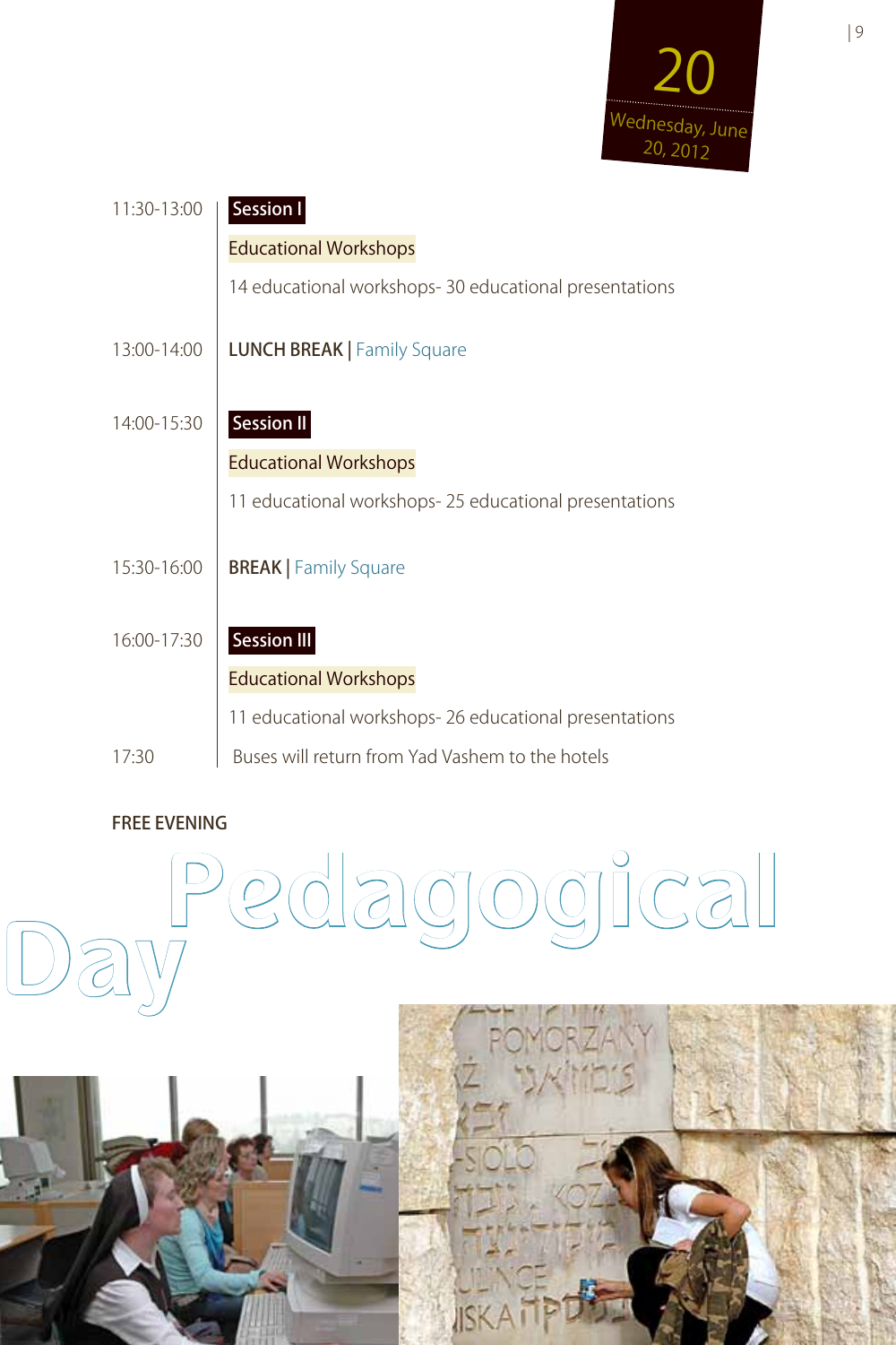**20**

Wednesday, June 20, 2012

| | |
|---|---|
| 11:30-13:00 | **Session I** |
| | Educational Workshops |
| | 14 educational workshops- 30 educational presentations |
| 13:00-14:00 | **LUNCH BREAK** \| Family Square |
| 14:00-15:30 | **Session II** |
| | Educational Workshops |
| | 11 educational workshops- 25 educational presentations |
| 15:30-16:00 | **BREAK** \| Family Square |
| 16:00-17:30 | **Session III** |
| | Educational Workshops |
| | 11 educational workshops- 26 educational presentations |
| 17:30 | Buses will return from Yad Vashem to the hotels |

**FREE EVENING**

# Pedagogical Day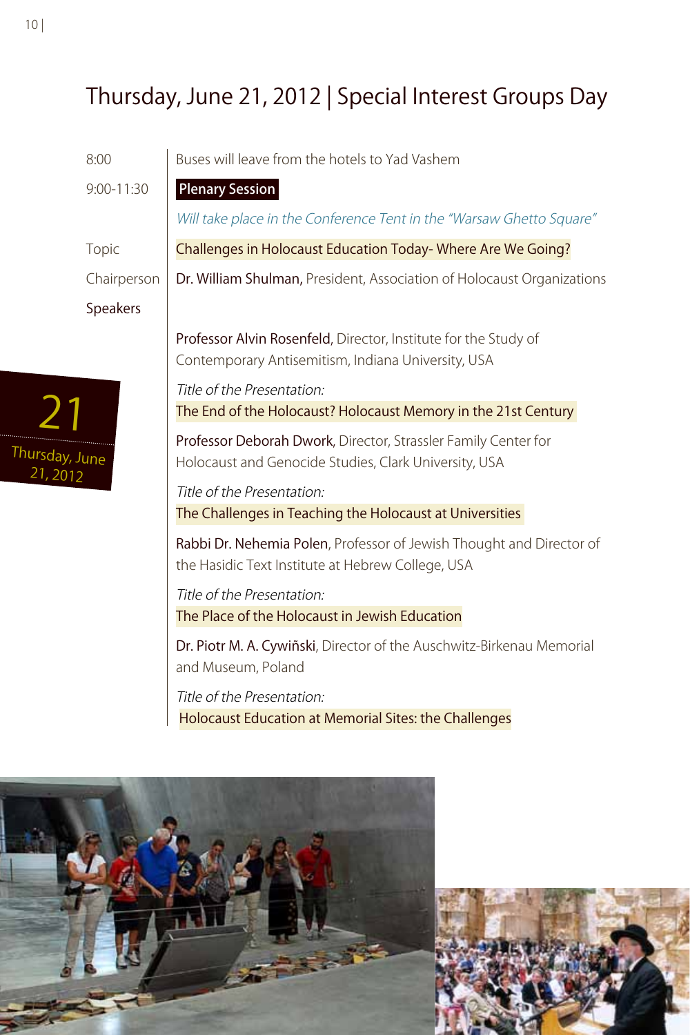# Thursday, June 21, 2012 | Special Interest Groups Day

| | |
|---|---|
| 8:00 | Buses will leave from the hotels to Yad Vashem |
| 9:00-11:30 | **Plenary Session** |
| | *Will take place in the Conference Tent in the "Warsaw Ghetto Square"* |
| Topic | Challenges in Holocaust Education Today- Where Are We Going? |
| Chairperson | Dr. William Shulman, President, Association of Holocaust Organizations |
| Speakers | |

Professor Alvin Rosenfeld, Director, Institute for the Study of Contemporary Antisemitism, Indiana University, USA

*Title of the Presentation:*
The End of the Holocaust? Holocaust Memory in the 21st Century

Professor Deborah Dwork, Director, Strassler Family Center for Holocaust and Genocide Studies, Clark University, USA

*Title of the Presentation:*
The Challenges in Teaching the Holocaust at Universities

Rabbi Dr. Nehemia Polen, Professor of Jewish Thought and Director of the Hasidic Text Institute at Hebrew College, USA

*Title of the Presentation:*
The Place of the Holocaust in Jewish Education

Dr. Piotr M. A. Cywiński, Director of the Auschwitz-Birkenau Memorial and Museum, Poland

*Title of the Presentation:*
Holocaust Education at Memorial Sites: the Challenges

21 Thursday, June 21, 2012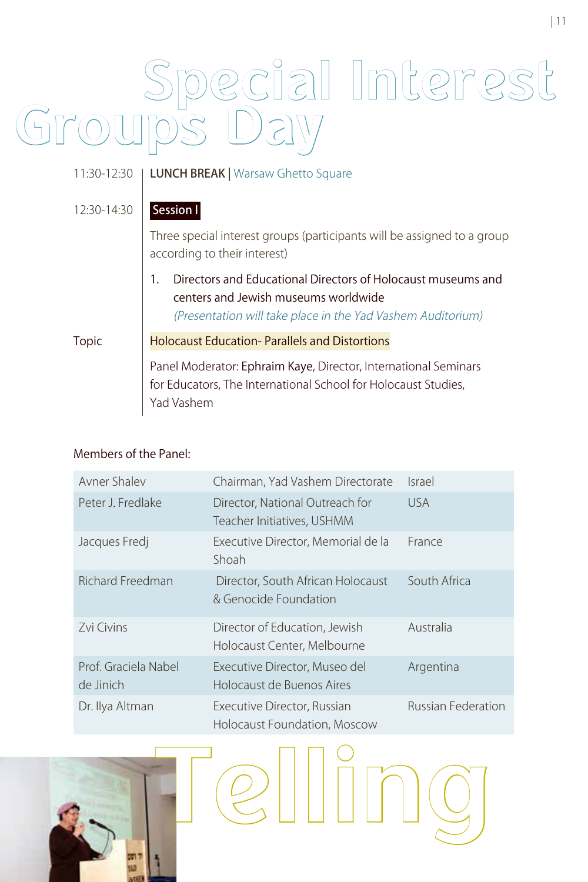# Special Interest Groups Day

11:30-12:30 | **LUNCH BREAK** | Warsaw Ghetto Square

12:30-14:30 | **Session I**

Three special interest groups (participants will be assigned to a group according to their interest)

1. Directors and Educational Directors of Holocaust museums and centers and Jewish museums worldwide
   *(Presentation will take place in the Yad Vashem Auditorium)*

Topic: Holocaust Education- Parallels and Distortions

Panel Moderator: Ephraim Kaye, Director, International Seminars for Educators, The International School for Holocaust Studies, Yad Vashem

Members of the Panel:

| Name | Position | Country |
|---|---|---|
| Avner Shalev | Chairman, Yad Vashem Directorate | Israel |
| Peter J. Fredlake | Director, National Outreach for Teacher Initiatives, USHMM | USA |
| Jacques Fredj | Executive Director, Memorial de la Shoah | France |
| Richard Freedman | Director, South African Holocaust & Genocide Foundation | South Africa |
| Zvi Civins | Director of Education, Jewish Holocaust Center, Melbourne | Australia |
| Prof. Graciela Nabel de Jinich | Executive Director, Museo del Holocaust de Buenos Aires | Argentina |
| Dr. Ilya Altman | Executive Director, Russian Holocaust Foundation, Moscow | Russian Federation |

Telling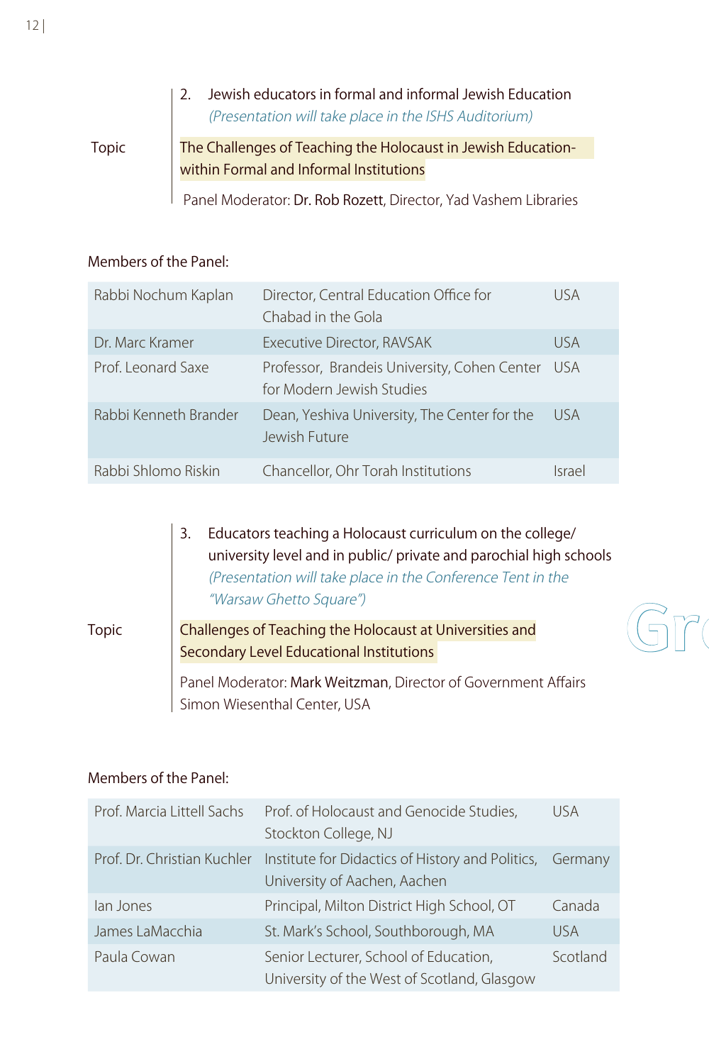2. Jewish educators in formal and informal Jewish Education
   *(Presentation will take place in the ISHS Auditorium)*

Topic: The Challenges of Teaching the Holocaust in Jewish Education- within Formal and Informal Institutions

Panel Moderator: Dr. Rob Rozett, Director, Yad Vashem Libraries

Members of the Panel:

| | | |
|---|---|---|
| Rabbi Nochum Kaplan | Director, Central Education Office for Chabad in the Gola | USA |
| Dr. Marc Kramer | Executive Director, RAVSAK | USA |
| Prof. Leonard Saxe | Professor, Brandeis University, Cohen Center for Modern Jewish Studies | USA |
| Rabbi Kenneth Brander | Dean, Yeshiva University, The Center for the Jewish Future | USA |
| Rabbi Shlomo Riskin | Chancellor, Ohr Torah Institutions | Israel |

3. Educators teaching a Holocaust curriculum on the college/ university level and in public/ private and parochial high schools
   *(Presentation will take place in the Conference Tent in the "Warsaw Ghetto Square")*

Topic: Challenges of Teaching the Holocaust at Universities and Secondary Level Educational Institutions

Panel Moderator: Mark Weitzman, Director of Government Affairs Simon Wiesenthal Center, USA

Members of the Panel:

| | | |
|---|---|---|
| Prof. Marcia Littell Sachs | Prof. of Holocaust and Genocide Studies, Stockton College, NJ | USA |
| Prof. Dr. Christian Kuchler | Institute for Didactics of History and Politics, University of Aachen, Aachen | Germany |
| Ian Jones | Principal, Milton District High School, OT | Canada |
| James LaMacchia | St. Mark's School, Southborough, MA | USA |
| Paula Cowan | Senior Lecturer, School of Education, University of the West of Scotland, Glasgow | Scotland |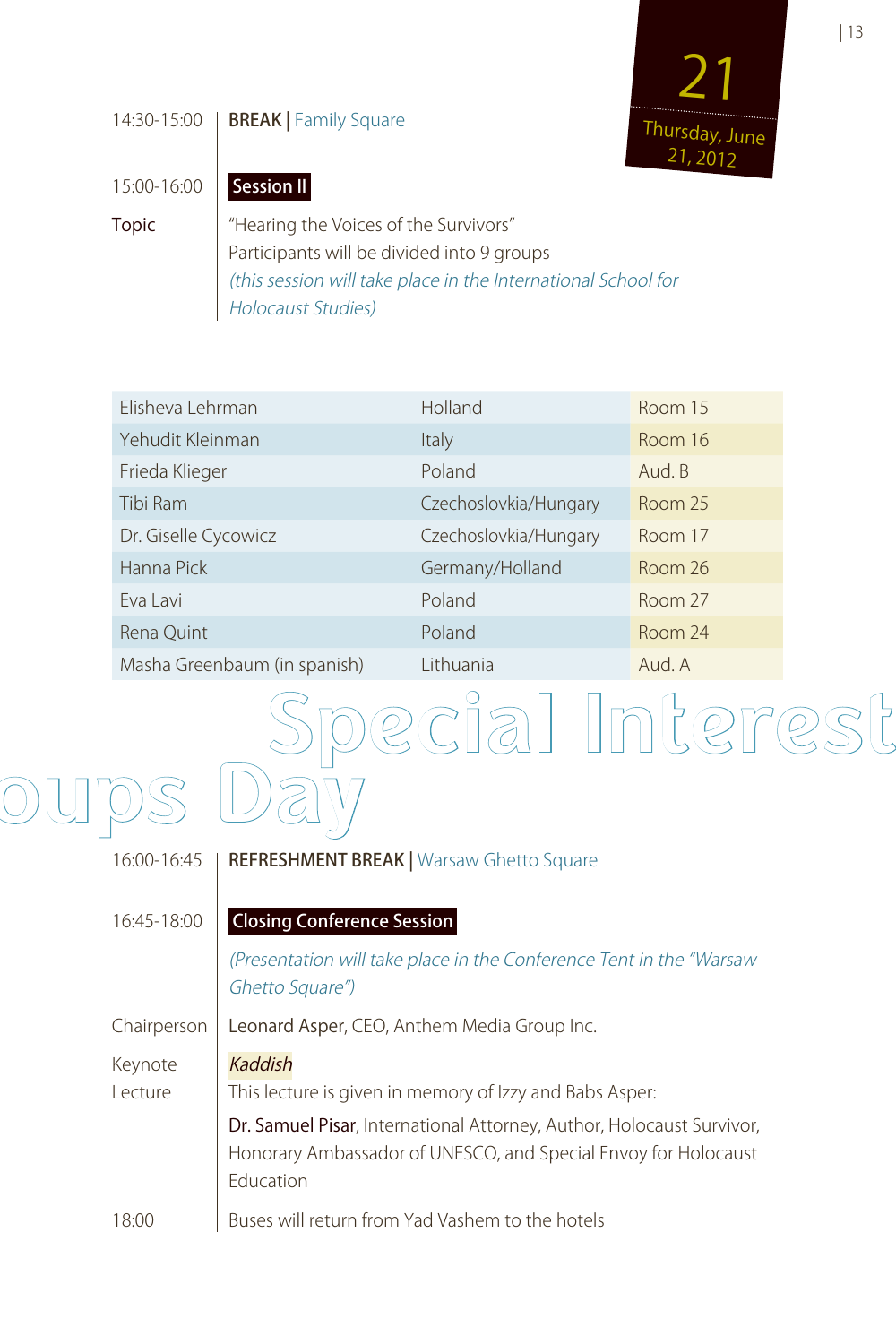**21**
**Thursday, June 21, 2012**

14:30-15:00 | **BREAK** | Family Square

15:00-16:00 | **Session II**

Topic | "Hearing the Voices of the Survivors"
Participants will be divided into 9 groups
*(this session will take place in the International School for Holocaust Studies)*

| Elisheva Lehrman | Holland | Room 15 |
|---|---|---|
| Yehudit Kleinman | Italy | Room 16 |
| Frieda Klieger | Poland | Aud. B |
| Tibi Ram | Czechoslovkia/Hungary | Room 25 |
| Dr. Giselle Cycowicz | Czechoslovkia/Hungary | Room 17 |
| Hanna Pick | Germany/Holland | Room 26 |
| Eva Lavi | Poland | Room 27 |
| Rena Quint | Poland | Room 24 |
| Masha Greenbaum (in spanish) | Lithuania | Aud. A |

Special Interest Groups Day

16:00-16:45 | **REFRESHMENT BREAK** | Warsaw Ghetto Square

16:45-18:00 | **Closing Conference Session**

*(Presentation will take place in the Conference Tent in the "Warsaw Ghetto Square")*

Chairperson | Leonard Asper, CEO, Anthem Media Group Inc.

Keynote Lecture | *Kaddish*
This lecture is given in memory of Izzy and Babs Asper:
Dr. Samuel Pisar, International Attorney, Author, Holocaust Survivor, Honorary Ambassador of UNESCO, and Special Envoy for Holocaust Education

18:00 | Buses will return from Yad Vashem to the hotels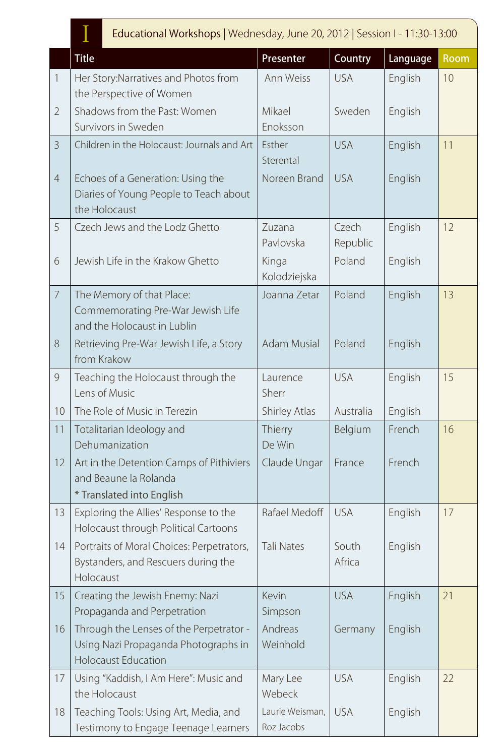## I Educational Workshops | Wednesday, June 20, 2012 | Session I - 11:30-13:00

| | Title | Presenter | Country | Language | Room |
|---|---|---|---|---|---|
| 1 | Her Story:Narratives and Photos from the Perspective of Women | Ann Weiss | USA | English | 10 |
| 2 | Shadows from the Past: Women Survivors in Sweden | Mikael Enoksson | Sweden | English | |
| 3 | Children in the Holocaust: Journals and Art | Esther Sterental | USA | English | 11 |
| 4 | Echoes of a Generation: Using the Diaries of Young People to Teach about the Holocaust | Noreen Brand | USA | English | |
| 5 | Czech Jews and the Lodz Ghetto | Zuzana Pavlovska | Czech Republic | English | 12 |
| 6 | Jewish Life in the Krakow Ghetto | Kinga Kolodziejska | Poland | English | |
| 7 | The Memory of that Place: Commemorating Pre-War Jewish Life and the Holocaust in Lublin | Joanna Zetar | Poland | English | 13 |
| 8 | Retrieving Pre-War Jewish Life, a Story from Krakow | Adam Musial | Poland | English | |
| 9 | Teaching the Holocaust through the Lens of Music | Laurence Sherr | USA | English | 15 |
| 10 | The Role of Music in Terezin | Shirley Atlas | Australia | English | |
| 11 | Totalitarian Ideology and Dehumanization | Thierry De Win | Belgium | French | 16 |
| 12 | Art in the Detention Camps of Pithiviers and Beaune la Rolanda * Translated into English | Claude Ungar | France | French | |
| 13 | Exploring the Allies' Response to the Holocaust through Political Cartoons | Rafael Medoff | USA | English | 17 |
| 14 | Portraits of Moral Choices: Perpetrators, Bystanders, and Rescuers during the Holocaust | Tali Nates | South Africa | English | |
| 15 | Creating the Jewish Enemy: Nazi Propaganda and Perpetration | Kevin Simpson | USA | English | 21 |
| 16 | Through the Lenses of the Perpetrator - Using Nazi Propaganda Photographs in Holocaust Education | Andreas Weinhold | Germany | English | |
| 17 | Using "Kaddish, I Am Here": Music and the Holocaust | Mary Lee Webeck | USA | English | 22 |
| 18 | Teaching Tools: Using Art, Media, and Testimony to Engage Teenage Learners | Laurie Weisman, Roz Jacobs | USA | English | |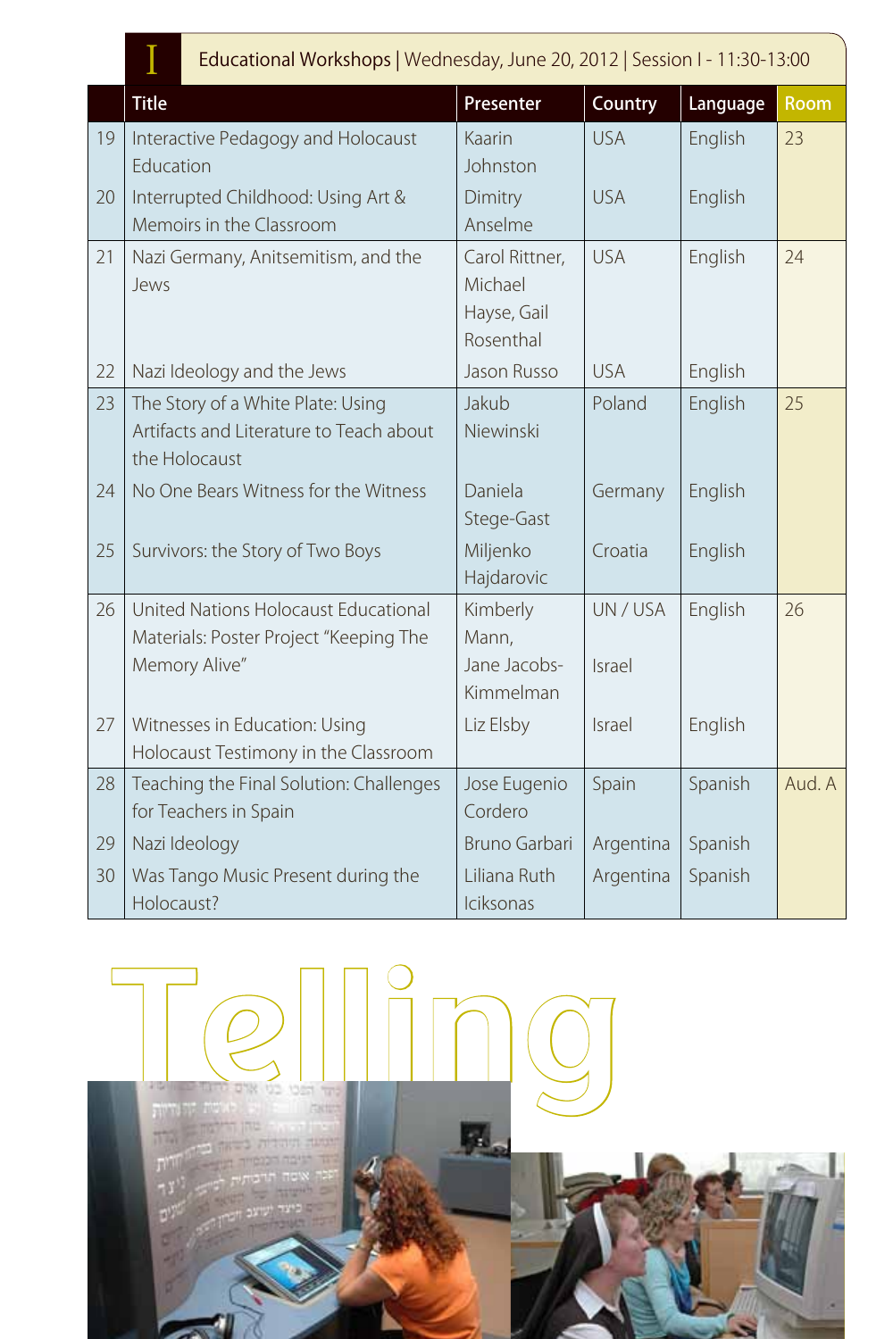## I Educational Workshops | Wednesday, June 20, 2012 | Session I - 11:30-13:00

| | Title | Presenter | Country | Language | Room |
|---|---|---|---|---|---|
| 19 | Interactive Pedagogy and Holocaust Education | Kaarin Johnston | USA | English | 23 |
| 20 | Interrupted Childhood: Using Art & Memoirs in the Classroom | Dimitry Anselme | USA | English | |
| 21 | Nazi Germany, Anitsemitism, and the Jews | Carol Rittner, Michael Hayse, Gail Rosenthal | USA | English | 24 |
| 22 | Nazi Ideology and the Jews | Jason Russo | USA | English | |
| 23 | The Story of a White Plate: Using Artifacts and Literature to Teach about the Holocaust | Jakub Niewinski | Poland | English | 25 |
| 24 | No One Bears Witness for the Witness | Daniela Stege-Gast | Germany | English | |
| 25 | Survivors: the Story of Two Boys | Miljenko Hajdarovic | Croatia | English | |
| 26 | United Nations Holocaust Educational Materials: Poster Project "Keeping The Memory Alive" | Kimberly Mann, Jane Jacobs-Kimmelman | UN / USA, Israel | English | 26 |
| 27 | Witnesses in Education: Using Holocaust Testimony in the Classroom | Liz Elsby | Israel | English | |
| 28 | Teaching the Final Solution: Challenges for Teachers in Spain | Jose Eugenio Cordero | Spain | Spanish | Aud. A |
| 29 | Nazi Ideology | Bruno Garbari | Argentina | Spanish | |
| 30 | Was Tango Music Present during the Holocaust? | Liliana Ruth Icikson​as | Argentina | Spanish | |

# Telling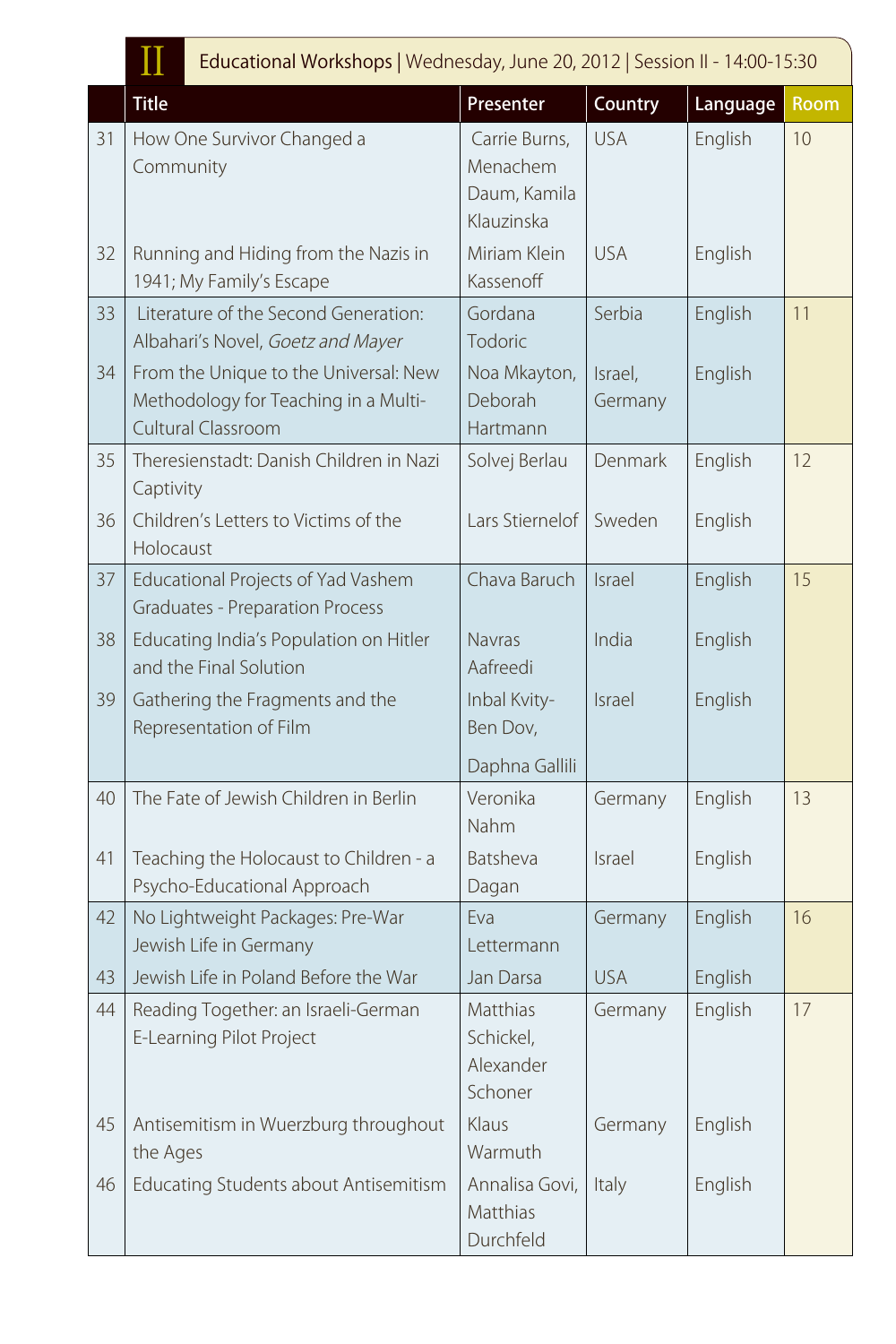## II Educational Workshops | Wednesday, June 20, 2012 | Session II - 14:00-15:30

| | Title | Presenter | Country | Language | Room |
|---|---|---|---|---|---|
| 31 | How One Survivor Changed a Community | Carrie Burns, Menachem Daum, Kamila Klauzinska | USA | English | 10 |
| 32 | Running and Hiding from the Nazis in 1941; My Family's Escape | Miriam Klein Kassenoff | USA | English | |
| 33 | Literature of the Second Generation: Albahari's Novel, *Goetz and Mayer* | Gordana Todoric | Serbia | English | 11 |
| 34 | From the Unique to the Universal: New Methodology for Teaching in a Multi-Cultural Classroom | Noa Mkayton, Deborah Hartmann | Israel, Germany | English | |
| 35 | Theresienstadt: Danish Children in Nazi Captivity | Solvej Berlau | Denmark | English | 12 |
| 36 | Children's Letters to Victims of the Holocaust | Lars Stiernelof | Sweden | English | |
| 37 | Educational Projects of Yad Vashem Graduates - Preparation Process | Chava Baruch | Israel | English | 15 |
| 38 | Educating India's Population on Hitler and the Final Solution | Navras Aafreedi | India | English | |
| 39 | Gathering the Fragments and the Representation of Film | Inbal Kvity-Ben Dov, Daphna Gallili | Israel | English | |
| 40 | The Fate of Jewish Children in Berlin | Veronika Nahm | Germany | English | 13 |
| 41 | Teaching the Holocaust to Children - a Psycho-Educational Approach | Batsheva Dagan | Israel | English | |
| 42 | No Lightweight Packages: Pre-War Jewish Life in Germany | Eva Lettermann | Germany | English | 16 |
| 43 | Jewish Life in Poland Before the War | Jan Darsa | USA | English | |
| 44 | Reading Together: an Israeli-German E-Learning Pilot Project | Matthias Schickel, Alexander Schoner | Germany | English | 17 |
| 45 | Antisemitism in Wuerzburg throughout the Ages | Klaus Warmuth | Germany | English | |
| 46 | Educating Students about Antisemitism | Annalisa Govi, Matthias Durchfeld | Italy | English | |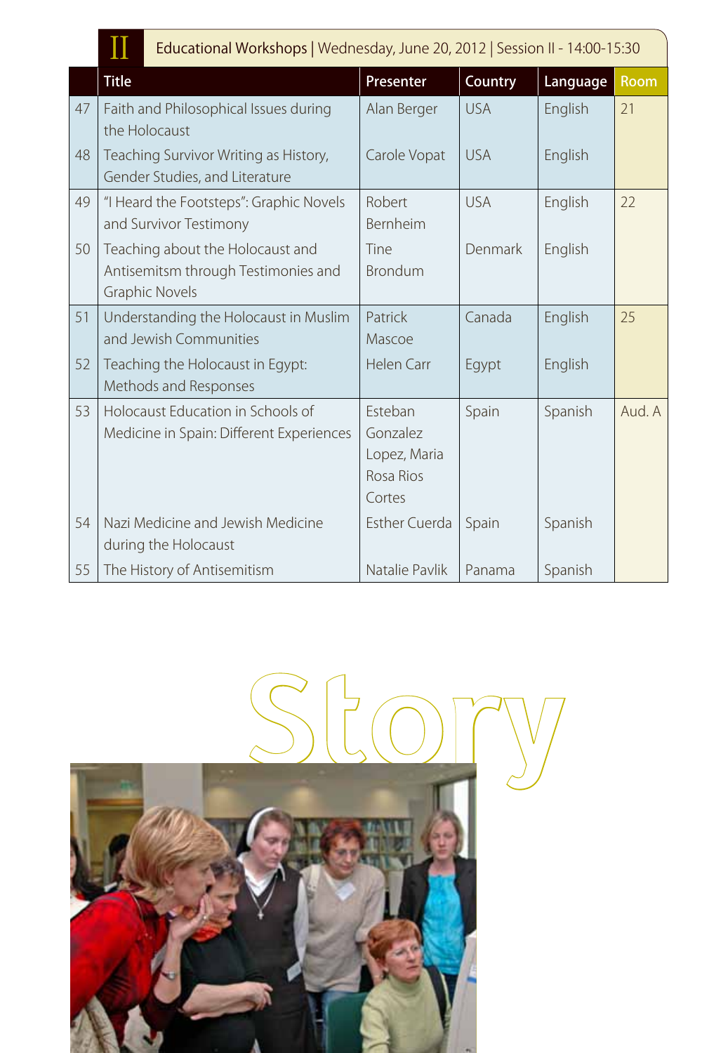## II Educational Workshops | Wednesday, June 20, 2012 | Session II - 14:00-15:30

| | Title | Presenter | Country | Language | Room |
|---|---|---|---|---|---|
| 47 | Faith and Philosophical Issues during the Holocaust | Alan Berger | USA | English | 21 |
| 48 | Teaching Survivor Writing as History, Gender Studies, and Literature | Carole Vopat | USA | English | |
| 49 | "I Heard the Footsteps": Graphic Novels and Survivor Testimony | Robert Bernheim | USA | English | 22 |
| 50 | Teaching about the Holocaust and Antisemitsm through Testimonies and Graphic Novels | Tine Brondum | Denmark | English | |
| 51 | Understanding the Holocaust in Muslim and Jewish Communities | Patrick Mascoe | Canada | English | 25 |
| 52 | Teaching the Holocaust in Egypt: Methods and Responses | Helen Carr | Egypt | English | |
| 53 | Holocaust Education in Schools of Medicine in Spain: Different Experiences | Esteban Gonzalez Lopez, Maria Rosa Rios Cortes | Spain | Spanish | Aud. A |
| 54 | Nazi Medicine and Jewish Medicine during the Holocaust | Esther Cuerda | Spain | Spanish | |
| 55 | The History of Antisemitism | Natalie Pavlik | Panama | Spanish | |

Story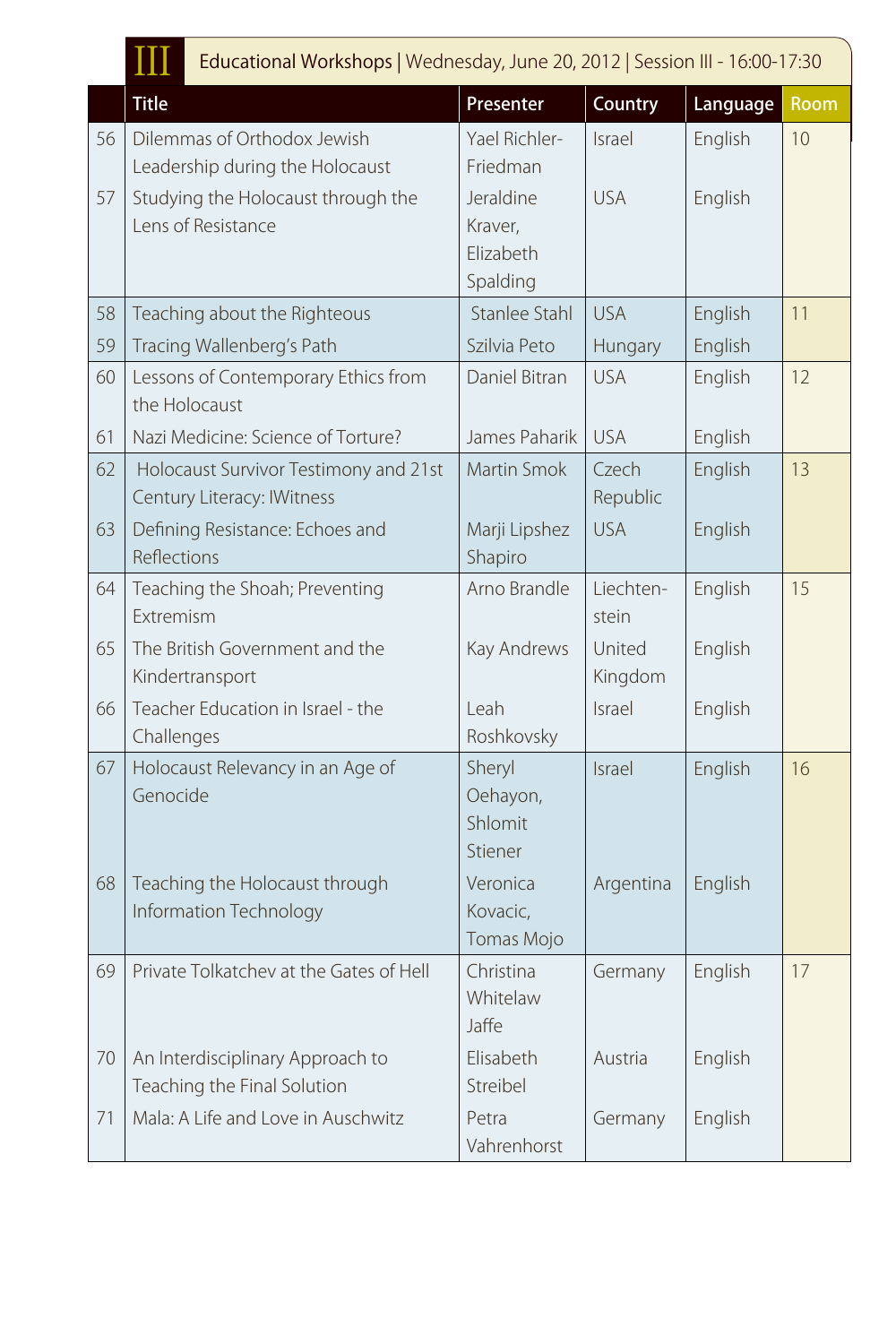## III Educational Workshops | Wednesday, June 20, 2012 | Session III - 16:00-17:30

| | Title | Presenter | Country | Language | Room |
|---|---|---|---|---|---|
| 56 | Dilemmas of Orthodox Jewish Leadership during the Holocaust | Yael Richler-Friedman | Israel | English | 10 |
| 57 | Studying the Holocaust through the Lens of Resistance | Jeraldine Kraver, Elizabeth Spalding | USA | English | |
| 58 | Teaching about the Righteous | Stanlee Stahl | USA | English | 11 |
| 59 | Tracing Wallenberg's Path | Szilvia Peto | Hungary | English | |
| 60 | Lessons of Contemporary Ethics from the Holocaust | Daniel Bitran | USA | English | 12 |
| 61 | Nazi Medicine: Science of Torture? | James Paharik | USA | English | |
| 62 | Holocaust Survivor Testimony and 21st Century Literacy: IWitness | Martin Smok | Czech Republic | English | 13 |
| 63 | Defining Resistance: Echoes and Reflections | Marji Lipshez Shapiro | USA | English | |
| 64 | Teaching the Shoah; Preventing Extremism | Arno Brandle | Liechtenstein | English | 15 |
| 65 | The British Government and the Kindertransport | Kay Andrews | United Kingdom | English | |
| 66 | Teacher Education in Israel - the Challenges | Leah Roshkovsky | Israel | English | |
| 67 | Holocaust Relevancy in an Age of Genocide | Sheryl Oehayon, Shlomit Stiener | Israel | English | 16 |
| 68 | Teaching the Holocaust through Information Technology | Veronica Kovacic, Tomas Mojo | Argentina | English | |
| 69 | Private Tolkatchev at the Gates of Hell | Christina Whitelaw Jaffe | Germany | English | 17 |
| 70 | An Interdisciplinary Approach to Teaching the Final Solution | Elisabeth Streibel | Austria | English | |
| 71 | Mala: A Life and Love in Auschwitz | Petra Vahrenhorst | Germany | English | |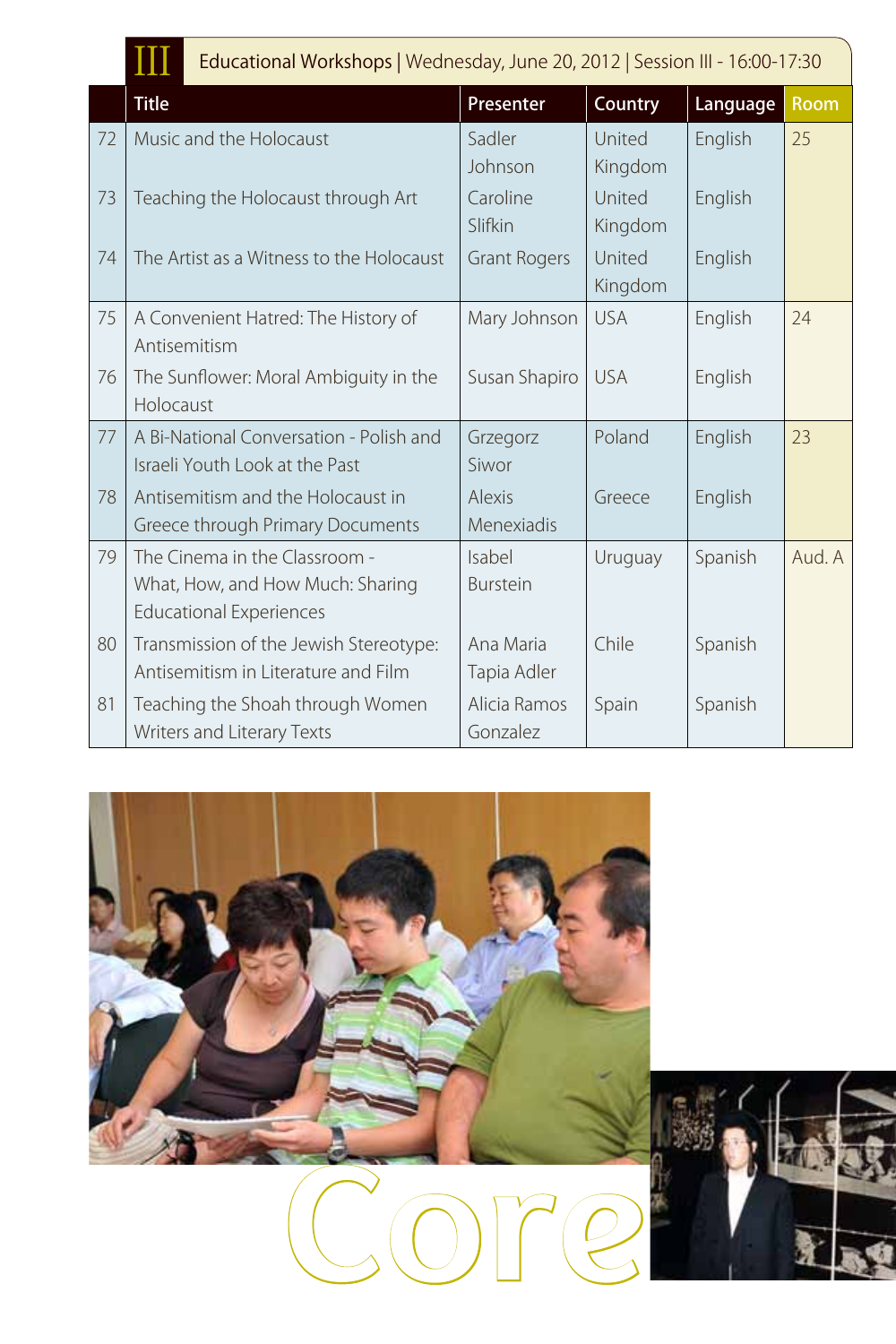## III Educational Workshops | Wednesday, June 20, 2012 | Session III - 16:00-17:30

| | Title | Presenter | Country | Language | Room |
|---|---|---|---|---|---|
| 72 | Music and the Holocaust | Sadler Johnson | United Kingdom | English | 25 |
| 73 | Teaching the Holocaust through Art | Caroline Slifkin | United Kingdom | English | |
| 74 | The Artist as a Witness to the Holocaust | Grant Rogers | United Kingdom | English | |
| 75 | A Convenient Hatred: The History of Antisemitism | Mary Johnson | USA | English | 24 |
| 76 | The Sunflower: Moral Ambiguity in the Holocaust | Susan Shapiro | USA | English | |
| 77 | A Bi-National Conversation - Polish and Israeli Youth Look at the Past | Grzegorz Siwor | Poland | English | 23 |
| 78 | Antisemitism and the Holocaust in Greece through Primary Documents | Alexis Menexiadis | Greece | English | |
| 79 | The Cinema in the Classroom - What, How, and How Much: Sharing Educational Experiences | Isabel Burstein | Uruguay | Spanish | Aud. A |
| 80 | Transmission of the Jewish Stereotype: Antisemitism in Literature and Film | Ana Maria Tapia Adler | Chile | Spanish | |
| 81 | Teaching the Shoah through Women Writers and Literary Texts | Alicia Ramos Gonzalez | Spain | Spanish | |

Core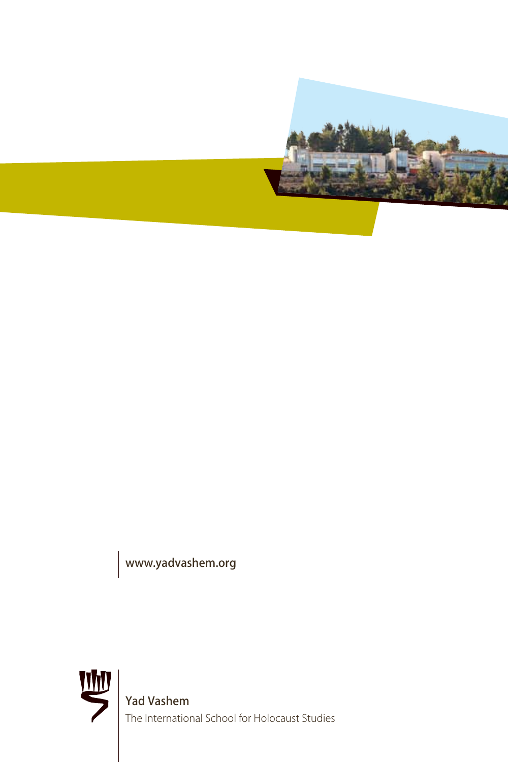www.yadvashem.org

**Yad Vashem**

The International School for Holocaust Studies